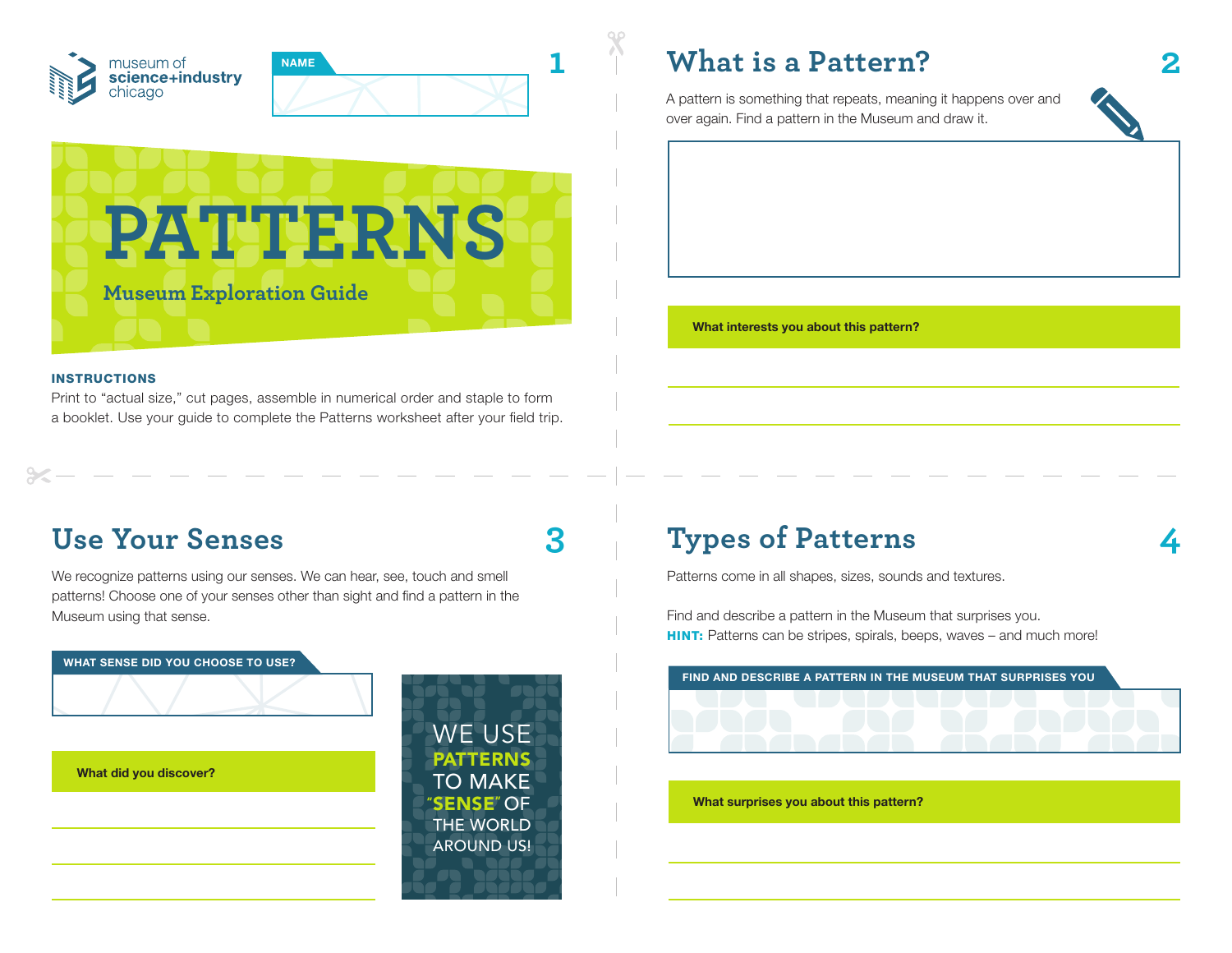museum of
science+industry
chicago

NAME

# PATTERNS

## Museum Exploration Guide

**INSTRUCTIONS**

Print to "actual size," cut pages, assemble in numerical order and staple to form a booklet. Use your guide to complete the Patterns worksheet after your field trip.

## What is a Pattern?

A pattern is something that repeats, meaning it happens over and over again. Find a pattern in the Museum and draw it.

**What interests you about this pattern?**

## Use Your Senses

We recognize patterns using our senses. We can hear, see, touch and smell patterns! Choose one of your senses other than sight and find a pattern in the Museum using that sense.

**WHAT SENSE DID YOU CHOOSE TO USE?**

**What did you discover?**

WE USE **PATTERNS** TO MAKE **"SENSE"** OF THE WORLD AROUND US!

## Types of Patterns

Patterns come in all shapes, sizes, sounds and textures.

Find and describe a pattern in the Museum that surprises you.
**HINT:** Patterns can be stripes, spirals, beeps, waves – and much more!

**FIND AND DESCRIBE A PATTERN IN THE MUSEUM THAT SURPRISES YOU**

**What surprises you about this pattern?**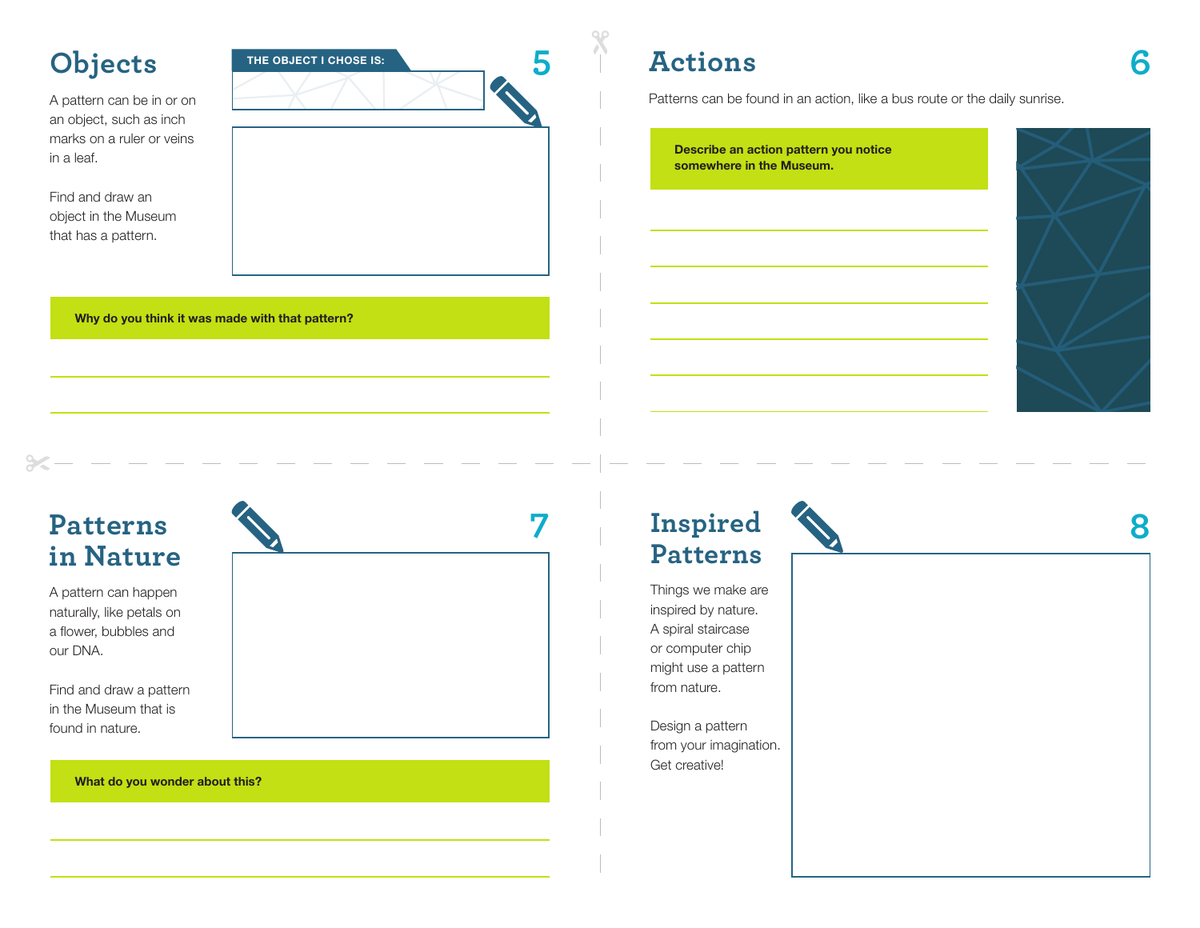## Objects

A pattern can be in or on an object, such as inch marks on a ruler or veins in a leaf.

Find and draw an object in the Museum that has a pattern.

**THE OBJECT I CHOSE IS:**

**Why do you think it was made with that pattern?**

## Actions

Patterns can be found in an action, like a bus route or the daily sunrise.

**Describe an action pattern you notice somewhere in the Museum.**

## Patterns in Nature

A pattern can happen naturally, like petals on a flower, bubbles and our DNA.

Find and draw a pattern in the Museum that is found in nature.

**What do you wonder about this?**

## Inspired Patterns

Things we make are inspired by nature. A spiral staircase or computer chip might use a pattern from nature.

Design a pattern from your imagination. Get creative!